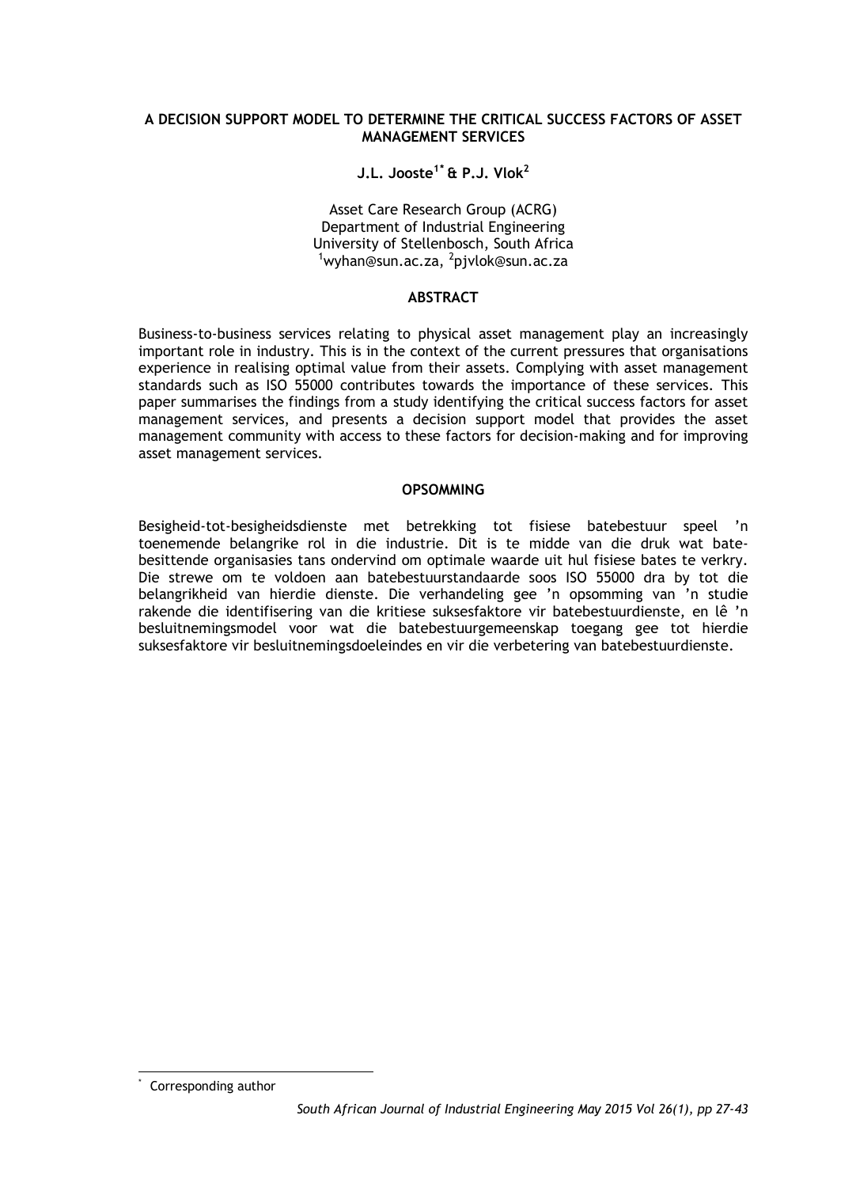# A DECISION SUPPORT MODEL TO DETERMINE THE CRITICAL SUCCESS FACTORS OF ASSET MANAGEMENT SERVICES

**J.L. Jooste[1*] & P.J. Vlok[2]**

Asset Care Research Group (ACRG)
Department of Industrial Engineering
University of Stellenbosch, South Africa
[1]wyhan@sun.ac.za, [2]pjvlok@sun.ac.za

## ABSTRACT

Business-to-business services relating to physical asset management play an increasingly important role in industry. This is in the context of the current pressures that organisations experience in realising optimal value from their assets. Complying with asset management standards such as ISO 55000 contributes towards the importance of these services. This paper summarises the findings from a study identifying the critical success factors for asset management services, and presents a decision support model that provides the asset management community with access to these factors for decision-making and for improving asset management services.

## OPSOMMING

Besigheid-tot-besigheidsdienste met betrekking tot fisiese batebestuur speel 'n toenemende belangrike rol in die industrie. Dit is te midde van die druk wat batebesittende organisasies tans ondervind om optimale waarde uit hul fisiese bates te verkry. Die strewe om te voldoen aan batebestuurstandaarde soos ISO 55000 dra by tot die belangrikheid van hierdie dienste. Die verhandeling gee 'n opsomming van 'n studie rakende die identifisering van die kritiese suksesfaktore vir batebestuurdienste, en lê 'n besluitnemingsmodel voor wat die batebestuurgemeenskap toegang gee tot hierdie suksesfaktore vir besluitnemingsdoeleindes en vir die verbetering van batebestuurdienste.

---

[*] Corresponding author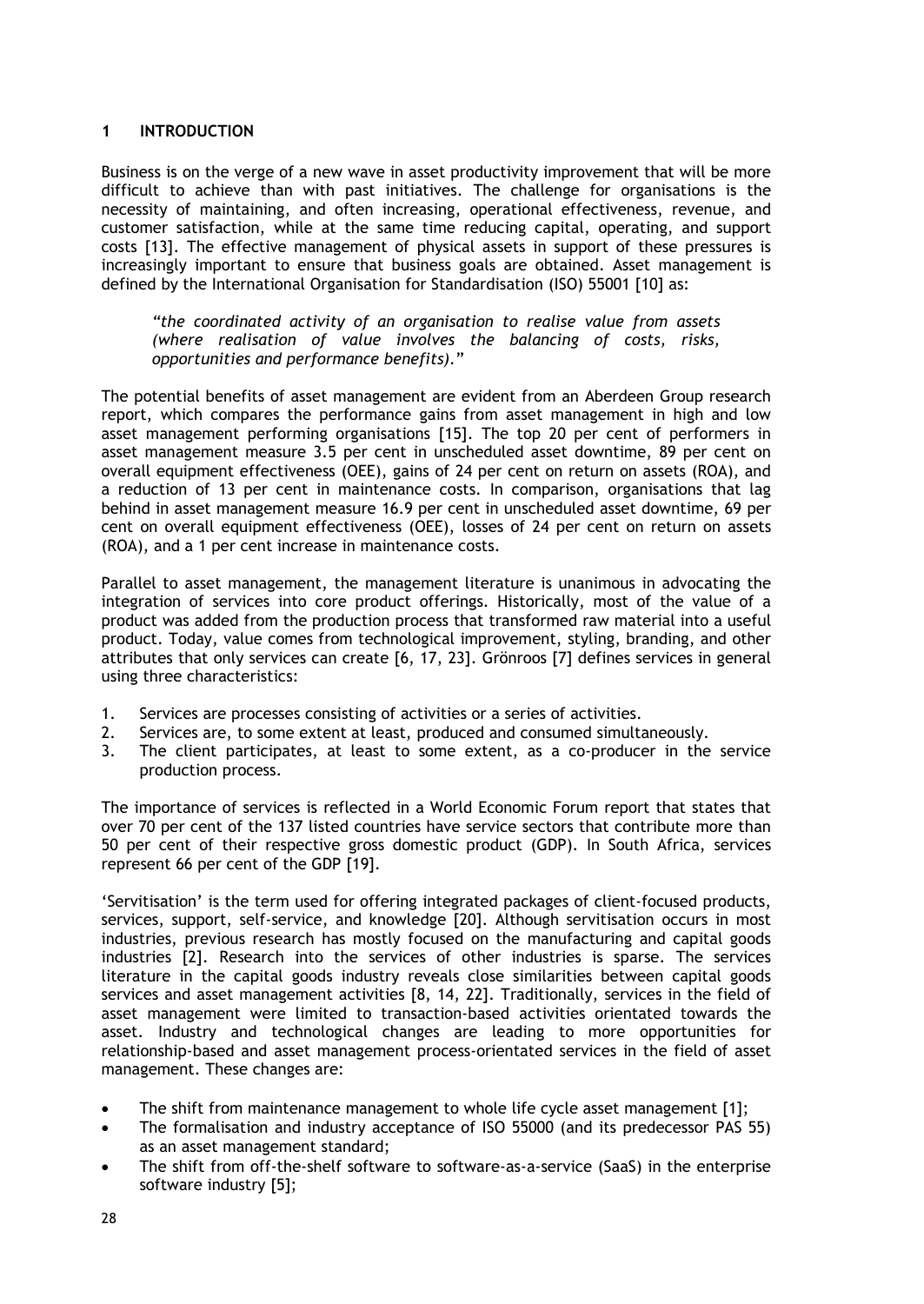# 1 INTRODUCTION

Business is on the verge of a new wave in asset productivity improvement that will be more difficult to achieve than with past initiatives. The challenge for organisations is the necessity of maintaining, and often increasing, operational effectiveness, revenue, and customer satisfaction, while at the same time reducing capital, operating, and support costs [13]. The effective management of physical assets in support of these pressures is increasingly important to ensure that business goals are obtained. Asset management is defined by the International Organisation for Standardisation (ISO) 55001 [10] as:

> *"the coordinated activity of an organisation to realise value from assets (where realisation of value involves the balancing of costs, risks, opportunities and performance benefits)."*

The potential benefits of asset management are evident from an Aberdeen Group research report, which compares the performance gains from asset management in high and low asset management performing organisations [15]. The top 20 per cent of performers in asset management measure 3.5 per cent in unscheduled asset downtime, 89 per cent on overall equipment effectiveness (OEE), gains of 24 per cent on return on assets (ROA), and a reduction of 13 per cent in maintenance costs. In comparison, organisations that lag behind in asset management measure 16.9 per cent in unscheduled asset downtime, 69 per cent on overall equipment effectiveness (OEE), losses of 24 per cent on return on assets (ROA), and a 1 per cent increase in maintenance costs.

Parallel to asset management, the management literature is unanimous in advocating the integration of services into core product offerings. Historically, most of the value of a product was added from the production process that transformed raw material into a useful product. Today, value comes from technological improvement, styling, branding, and other attributes that only services can create [6, 17, 23]. Grönroos [7] defines services in general using three characteristics:

1. Services are processes consisting of activities or a series of activities.
2. Services are, to some extent at least, produced and consumed simultaneously.
3. The client participates, at least to some extent, as a co-producer in the service production process.

The importance of services is reflected in a World Economic Forum report that states that over 70 per cent of the 137 listed countries have service sectors that contribute more than 50 per cent of their respective gross domestic product (GDP). In South Africa, services represent 66 per cent of the GDP [19].

'Servitisation' is the term used for offering integrated packages of client-focused products, services, support, self-service, and knowledge [20]. Although servitisation occurs in most industries, previous research has mostly focused on the manufacturing and capital goods industries [2]. Research into the services of other industries is sparse. The services literature in the capital goods industry reveals close similarities between capital goods services and asset management activities [8, 14, 22]. Traditionally, services in the field of asset management were limited to transaction-based activities orientated towards the asset. Industry and technological changes are leading to more opportunities for relationship-based and asset management process-orientated services in the field of asset management. These changes are:

- The shift from maintenance management to whole life cycle asset management [1];
- The formalisation and industry acceptance of ISO 55000 (and its predecessor PAS 55) as an asset management standard;
- The shift from off-the-shelf software to software-as-a-service (SaaS) in the enterprise software industry [5];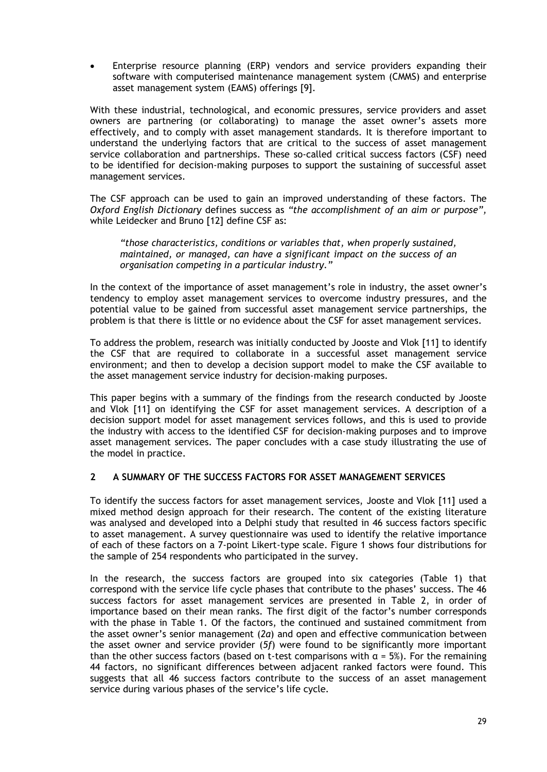- Enterprise resource planning (ERP) vendors and service providers expanding their software with computerised maintenance management system (CMMS) and enterprise asset management system (EAMS) offerings [9].

With these industrial, technological, and economic pressures, service providers and asset owners are partnering (or collaborating) to manage the asset owner's assets more effectively, and to comply with asset management standards. It is therefore important to understand the underlying factors that are critical to the success of asset management service collaboration and partnerships. These so-called critical success factors (CSF) need to be identified for decision-making purposes to support the sustaining of successful asset management services.

The CSF approach can be used to gain an improved understanding of these factors. The *Oxford English Dictionary* defines success as *"the accomplishment of an aim or purpose"*, while Leidecker and Bruno [12] define CSF as:

> *"those characteristics, conditions or variables that, when properly sustained, maintained, or managed, can have a significant impact on the success of an organisation competing in a particular industry."*

In the context of the importance of asset management's role in industry, the asset owner's tendency to employ asset management services to overcome industry pressures, and the potential value to be gained from successful asset management service partnerships, the problem is that there is little or no evidence about the CSF for asset management services.

To address the problem, research was initially conducted by Jooste and Vlok [11] to identify the CSF that are required to collaborate in a successful asset management service environment; and then to develop a decision support model to make the CSF available to the asset management service industry for decision-making purposes.

This paper begins with a summary of the findings from the research conducted by Jooste and Vlok [11] on identifying the CSF for asset management services. A description of a decision support model for asset management services follows, and this is used to provide the industry with access to the identified CSF for decision-making purposes and to improve asset management services. The paper concludes with a case study illustrating the use of the model in practice.

## 2 A SUMMARY OF THE SUCCESS FACTORS FOR ASSET MANAGEMENT SERVICES

To identify the success factors for asset management services, Jooste and Vlok [11] used a mixed method design approach for their research. The content of the existing literature was analysed and developed into a Delphi study that resulted in 46 success factors specific to asset management. A survey questionnaire was used to identify the relative importance of each of these factors on a 7-point Likert-type scale. Figure 1 shows four distributions for the sample of 254 respondents who participated in the survey.

In the research, the success factors are grouped into six categories (Table 1) that correspond with the service life cycle phases that contribute to the phases' success. The 46 success factors for asset management services are presented in Table 2, in order of importance based on their mean ranks. The first digit of the factor's number corresponds with the phase in Table 1. Of the factors, the continued and sustained commitment from the asset owner's senior management (*2a*) and open and effective communication between the asset owner and service provider (*5f*) were found to be significantly more important than the other success factors (based on t-test comparisons with $\alpha = 5\%$). For the remaining 44 factors, no significant differences between adjacent ranked factors were found. This suggests that all 46 success factors contribute to the success of an asset management service during various phases of the service's life cycle.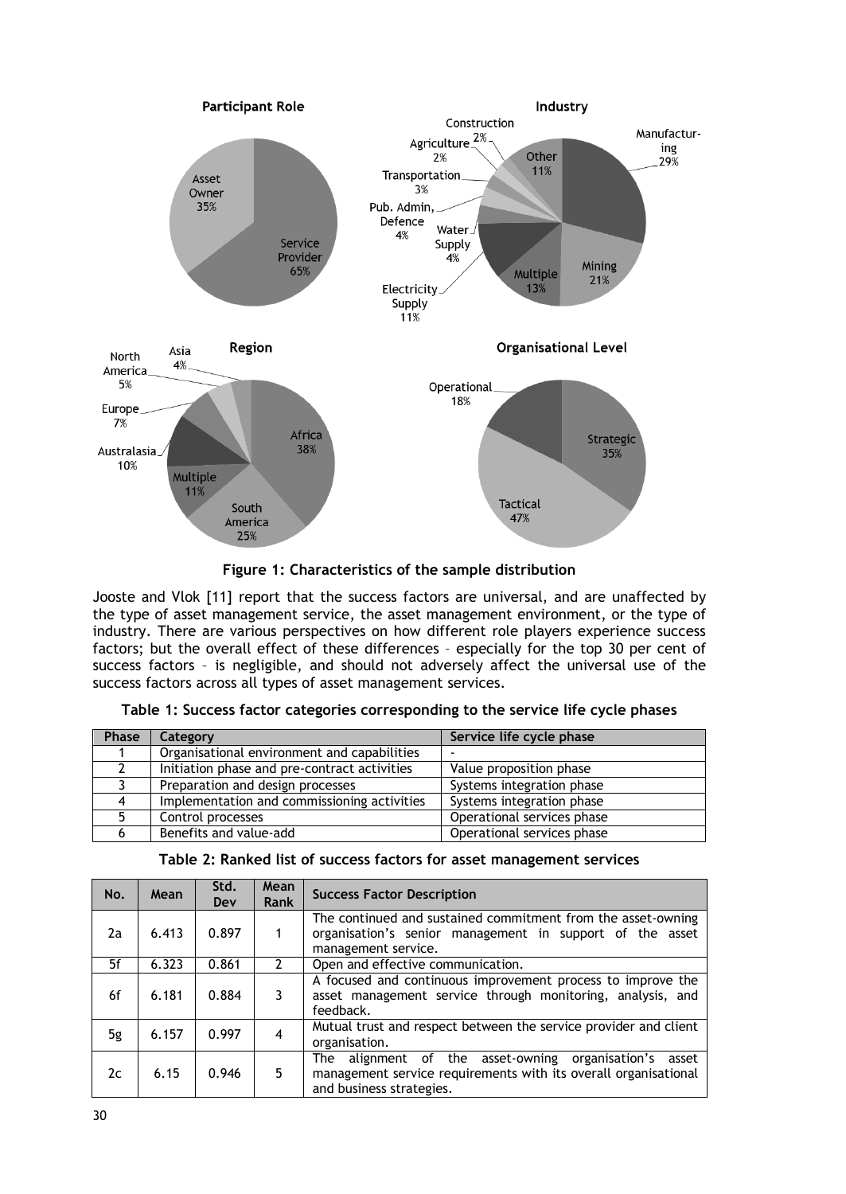**Figure 1: Characteristics of the sample distribution**

Jooste and Vlok [11] report that the success factors are universal, and are unaffected by the type of asset management service, the asset management environment, or the type of industry. There are various perspectives on how different role players experience success factors; but the overall effect of these differences – especially for the top 30 per cent of success factors – is negligible, and should not adversely affect the universal use of the success factors across all types of asset management services.

**Table 1: Success factor categories corresponding to the service life cycle phases**

| Phase | Category | Service life cycle phase |
|---|---|---|
| 1 | Organisational environment and capabilities | - |
| 2 | Initiation phase and pre-contract activities | Value proposition phase |
| 3 | Preparation and design processes | Systems integration phase |
| 4 | Implementation and commissioning activities | Systems integration phase |
| 5 | Control processes | Operational services phase |
| 6 | Benefits and value-add | Operational services phase |

**Table 2: Ranked list of success factors for asset management services**

| No. | Mean | Std. Dev | Mean Rank | Success Factor Description |
|---|---|---|---|---|
| 2a | 6.413 | 0.897 | 1 | The continued and sustained commitment from the asset-owning organisation's senior management in support of the asset management service. |
| 5f | 6.323 | 0.861 | 2 | Open and effective communication. |
| 6f | 6.181 | 0.884 | 3 | A focused and continuous improvement process to improve the asset management service through monitoring, analysis, and feedback. |
| 5g | 6.157 | 0.997 | 4 | Mutual trust and respect between the service provider and client organisation. |
| 2c | 6.15 | 0.946 | 5 | The alignment of the asset-owning organisation's asset management service requirements with its overall organisational and business strategies. |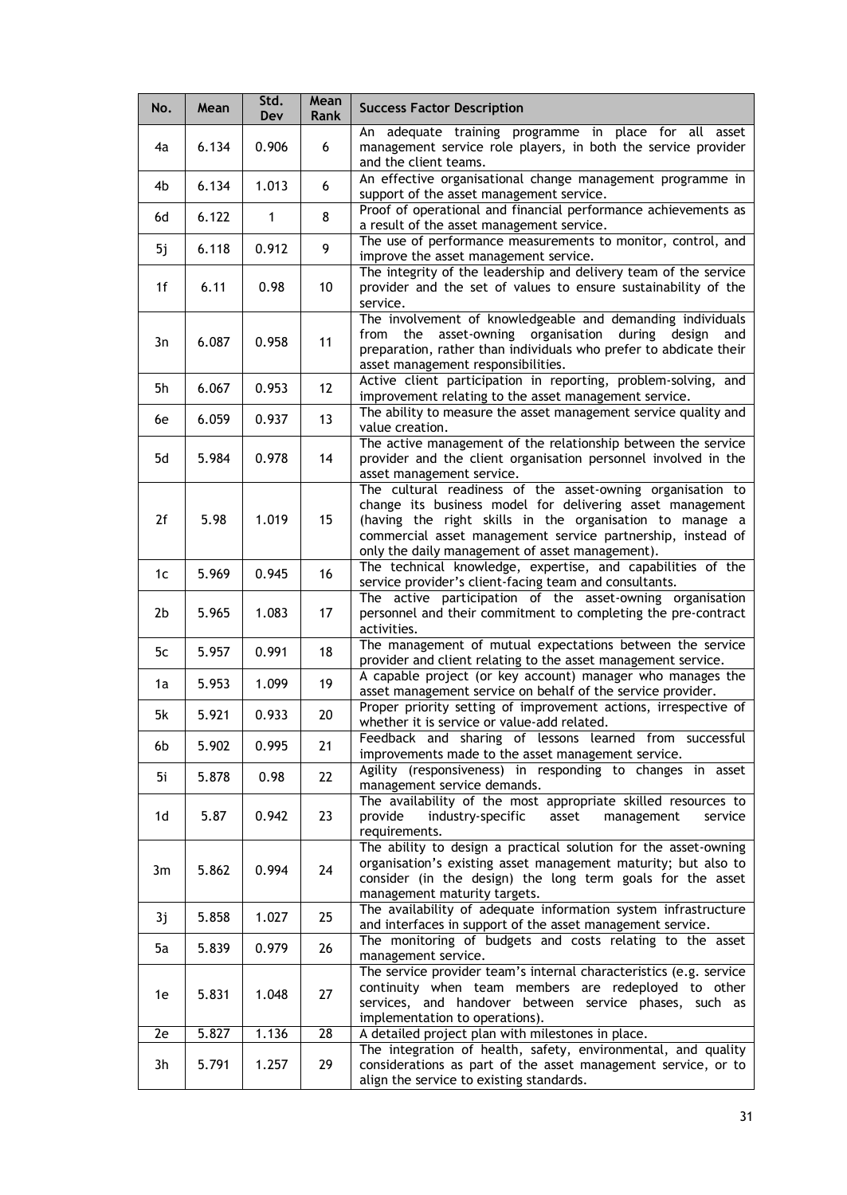| No. | Mean | Std. Dev | Mean Rank | Success Factor Description |
|---|---|---|---|---|
| 4a | 6.134 | 0.906 | 6 | An adequate training programme in place for all asset management service role players, in both the service provider and the client teams. |
| 4b | 6.134 | 1.013 | 6 | An effective organisational change management programme in support of the asset management service. |
| 6d | 6.122 | 1 | 8 | Proof of operational and financial performance achievements as a result of the asset management service. |
| 5j | 6.118 | 0.912 | 9 | The use of performance measurements to monitor, control, and improve the asset management service. |
| 1f | 6.11 | 0.98 | 10 | The integrity of the leadership and delivery team of the service provider and the set of values to ensure sustainability of the service. |
| 3n | 6.087 | 0.958 | 11 | The involvement of knowledgeable and demanding individuals from the asset-owning organisation during design and preparation, rather than individuals who prefer to abdicate their asset management responsibilities. |
| 5h | 6.067 | 0.953 | 12 | Active client participation in reporting, problem-solving, and improvement relating to the asset management service. |
| 6e | 6.059 | 0.937 | 13 | The ability to measure the asset management service quality and value creation. |
| 5d | 5.984 | 0.978 | 14 | The active management of the relationship between the service provider and the client organisation personnel involved in the asset management service. |
| 2f | 5.98 | 1.019 | 15 | The cultural readiness of the asset-owning organisation to change its business model for delivering asset management (having the right skills in the organisation to manage a commercial asset management service partnership, instead of only the daily management of asset management). |
| 1c | 5.969 | 0.945 | 16 | The technical knowledge, expertise, and capabilities of the service provider's client-facing team and consultants. |
| 2b | 5.965 | 1.083 | 17 | The active participation of the asset-owning organisation personnel and their commitment to completing the pre-contract activities. |
| 5c | 5.957 | 0.991 | 18 | The management of mutual expectations between the service provider and client relating to the asset management service. |
| 1a | 5.953 | 1.099 | 19 | A capable project (or key account) manager who manages the asset management service on behalf of the service provider. |
| 5k | 5.921 | 0.933 | 20 | Proper priority setting of improvement actions, irrespective of whether it is service or value-add related. |
| 6b | 5.902 | 0.995 | 21 | Feedback and sharing of lessons learned from successful improvements made to the asset management service. |
| 5i | 5.878 | 0.98 | 22 | Agility (responsiveness) in responding to changes in asset management service demands. |
| 1d | 5.87 | 0.942 | 23 | The availability of the most appropriate skilled resources to provide industry-specific asset management service requirements. |
| 3m | 5.862 | 0.994 | 24 | The ability to design a practical solution for the asset-owning organisation's existing asset management maturity; but also to consider (in the design) the long term goals for the asset management maturity targets. |
| 3j | 5.858 | 1.027 | 25 | The availability of adequate information system infrastructure and interfaces in support of the asset management service. |
| 5a | 5.839 | 0.979 | 26 | The monitoring of budgets and costs relating to the asset management service. |
| 1e | 5.831 | 1.048 | 27 | The service provider team's internal characteristics (e.g. service continuity when team members are redeployed to other services, and handover between service phases, such as implementation to operations). |
| 2e | 5.827 | 1.136 | 28 | A detailed project plan with milestones in place. |
| 3h | 5.791 | 1.257 | 29 | The integration of health, safety, environmental, and quality considerations as part of the asset management service, or to align the service to existing standards. |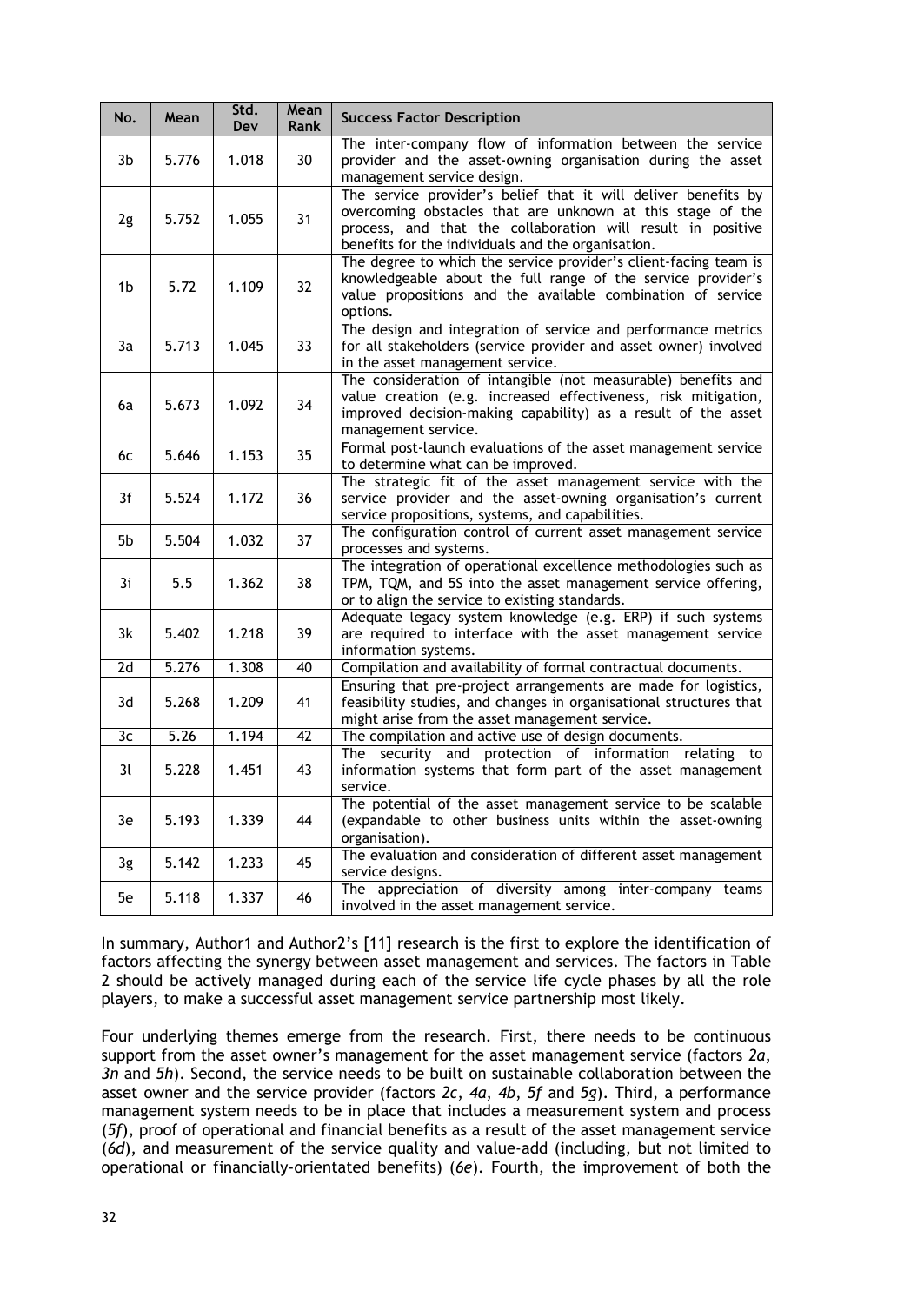| No. | Mean | Std. Dev | Mean Rank | Success Factor Description |
|---|---|---|---|---|
| 3b | 5.776 | 1.018 | 30 | The inter-company flow of information between the service provider and the asset-owning organisation during the asset management service design. |
| 2g | 5.752 | 1.055 | 31 | The service provider's belief that it will deliver benefits by overcoming obstacles that are unknown at this stage of the process, and that the collaboration will result in positive benefits for the individuals and the organisation. |
| 1b | 5.72 | 1.109 | 32 | The degree to which the service provider's client-facing team is knowledgeable about the full range of the service provider's value propositions and the available combination of service options. |
| 3a | 5.713 | 1.045 | 33 | The design and integration of service and performance metrics for all stakeholders (service provider and asset owner) involved in the asset management service. |
| 6a | 5.673 | 1.092 | 34 | The consideration of intangible (not measurable) benefits and value creation (e.g. increased effectiveness, risk mitigation, improved decision-making capability) as a result of the asset management service. |
| 6c | 5.646 | 1.153 | 35 | Formal post-launch evaluations of the asset management service to determine what can be improved. |
| 3f | 5.524 | 1.172 | 36 | The strategic fit of the asset management service with the service provider and the asset-owning organisation's current service propositions, systems, and capabilities. |
| 5b | 5.504 | 1.032 | 37 | The configuration control of current asset management service processes and systems. |
| 3i | 5.5 | 1.362 | 38 | The integration of operational excellence methodologies such as TPM, TQM, and 5S into the asset management service offering, or to align the service to existing standards. |
| 3k | 5.402 | 1.218 | 39 | Adequate legacy system knowledge (e.g. ERP) if such systems are required to interface with the asset management service information systems. |
| 2d | 5.276 | 1.308 | 40 | Compilation and availability of formal contractual documents. |
| 3d | 5.268 | 1.209 | 41 | Ensuring that pre-project arrangements are made for logistics, feasibility studies, and changes in organisational structures that might arise from the asset management service. |
| 3c | 5.26 | 1.194 | 42 | The compilation and active use of design documents. |
| 3l | 5.228 | 1.451 | 43 | The security and protection of information relating to information systems that form part of the asset management service. |
| 3e | 5.193 | 1.339 | 44 | The potential of the asset management service to be scalable (expandable to other business units within the asset-owning organisation). |
| 3g | 5.142 | 1.233 | 45 | The evaluation and consideration of different asset management service designs. |
| 5e | 5.118 | 1.337 | 46 | The appreciation of diversity among inter-company teams involved in the asset management service. |

In summary, Author1 and Author2's [11] research is the first to explore the identification of factors affecting the synergy between asset management and services. The factors in Table 2 should be actively managed during each of the service life cycle phases by all the role players, to make a successful asset management service partnership most likely.

Four underlying themes emerge from the research. First, there needs to be continuous support from the asset owner's management for the asset management service (factors *2a*, *3n* and *5h*). Second, the service needs to be built on sustainable collaboration between the asset owner and the service provider (factors *2c*, *4a*, *4b*, *5f* and *5g*). Third, a performance management system needs to be in place that includes a measurement system and process (*5f*), proof of operational and financial benefits as a result of the asset management service (*6d*), and measurement of the service quality and value-add (including, but not limited to operational or financially-orientated benefits) (*6e*). Fourth, the improvement of both the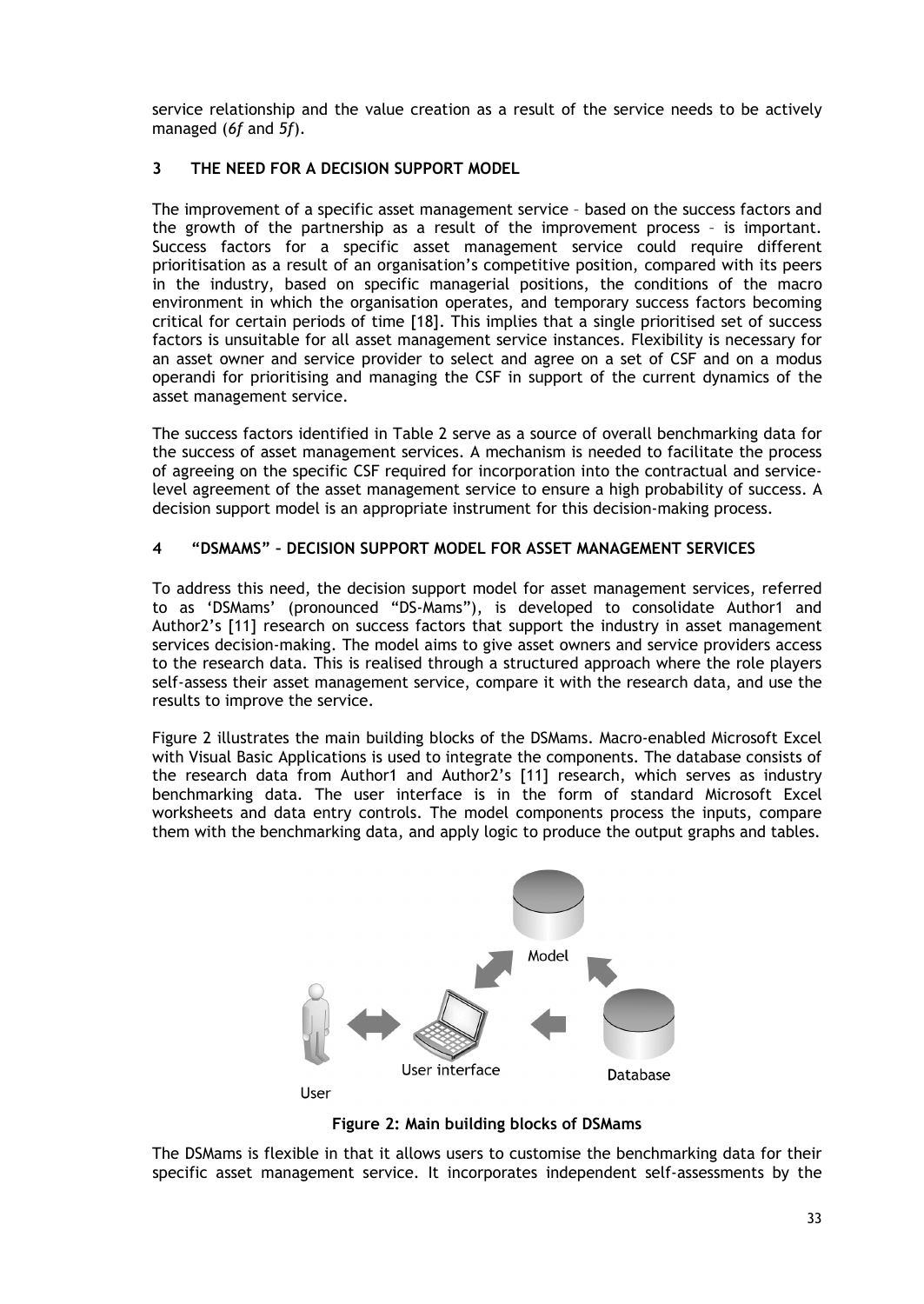service relationship and the value creation as a result of the service needs to be actively managed (*6f* and *5f*).

## 3 THE NEED FOR A DECISION SUPPORT MODEL

The improvement of a specific asset management service – based on the success factors and the growth of the partnership as a result of the improvement process – is important. Success factors for a specific asset management service could require different prioritisation as a result of an organisation's competitive position, compared with its peers in the industry, based on specific managerial positions, the conditions of the macro environment in which the organisation operates, and temporary success factors becoming critical for certain periods of time [18]. This implies that a single prioritised set of success factors is unsuitable for all asset management service instances. Flexibility is necessary for an asset owner and service provider to select and agree on a set of CSF and on a modus operandi for prioritising and managing the CSF in support of the current dynamics of the asset management service.

The success factors identified in Table 2 serve as a source of overall benchmarking data for the success of asset management services. A mechanism is needed to facilitate the process of agreeing on the specific CSF required for incorporation into the contractual and service-level agreement of the asset management service to ensure a high probability of success. A decision support model is an appropriate instrument for this decision-making process.

## 4 "DSMAMS" – DECISION SUPPORT MODEL FOR ASSET MANAGEMENT SERVICES

To address this need, the decision support model for asset management services, referred to as 'DSMams' (pronounced "DS-Mams"), is developed to consolidate Author1 and Author2's [11] research on success factors that support the industry in asset management services decision-making. The model aims to give asset owners and service providers access to the research data. This is realised through a structured approach where the role players self-assess their asset management service, compare it with the research data, and use the results to improve the service.

Figure 2 illustrates the main building blocks of the DSMams. Macro-enabled Microsoft Excel with Visual Basic Applications is used to integrate the components. The database consists of the research data from Author1 and Author2's [11] research, which serves as industry benchmarking data. The user interface is in the form of standard Microsoft Excel worksheets and data entry controls. The model components process the inputs, compare them with the benchmarking data, and apply logic to produce the output graphs and tables.

**Figure 2: Main building blocks of DSMams**

The DSMams is flexible in that it allows users to customise the benchmarking data for their specific asset management service. It incorporates independent self-assessments by the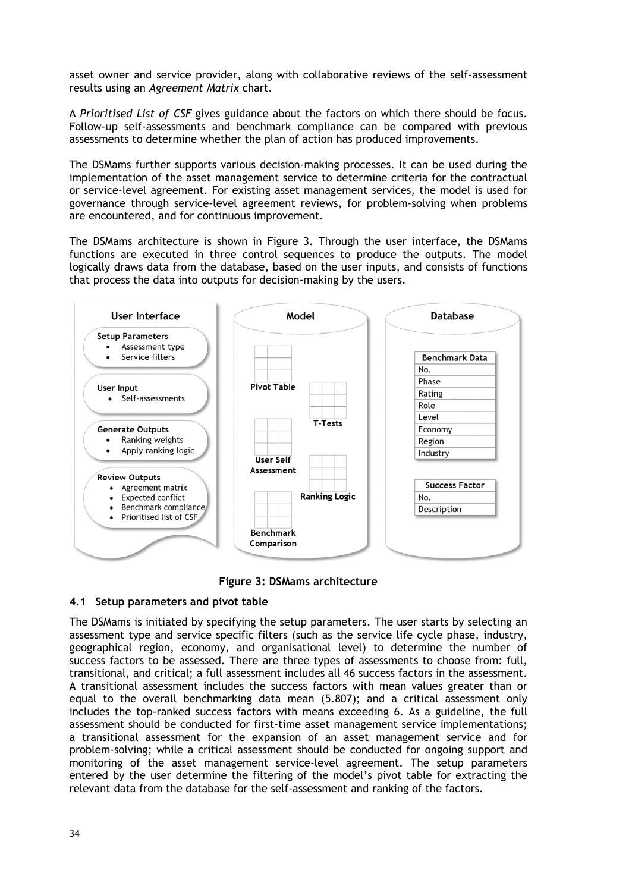asset owner and service provider, along with collaborative reviews of the self-assessment results using an *Agreement Matrix* chart.

A *Prioritised List of CSF* gives guidance about the factors on which there should be focus. Follow-up self-assessments and benchmark compliance can be compared with previous assessments to determine whether the plan of action has produced improvements.

The DSMams further supports various decision-making processes. It can be used during the implementation of the asset management service to determine criteria for the contractual or service-level agreement. For existing asset management services, the model is used for governance through service-level agreement reviews, for problem-solving when problems are encountered, and for continuous improvement.

The DSMams architecture is shown in Figure 3. Through the user interface, the DSMams functions are executed in three control sequences to produce the outputs. The model logically draws data from the database, based on the user inputs, and consists of functions that process the data into outputs for decision-making by the users.

**Figure 3: DSMams architecture**

### 4.1 Setup parameters and pivot table

The DSMams is initiated by specifying the setup parameters. The user starts by selecting an assessment type and service specific filters (such as the service life cycle phase, industry, geographical region, economy, and organisational level) to determine the number of success factors to be assessed. There are three types of assessments to choose from: full, transitional, and critical; a full assessment includes all 46 success factors in the assessment. A transitional assessment includes the success factors with mean values greater than or equal to the overall benchmarking data mean (5.807); and a critical assessment only includes the top-ranked success factors with means exceeding 6. As a guideline, the full assessment should be conducted for first-time asset management service implementations; a transitional assessment for the expansion of an asset management service and for problem-solving; while a critical assessment should be conducted for ongoing support and monitoring of the asset management service-level agreement. The setup parameters entered by the user determine the filtering of the model's pivot table for extracting the relevant data from the database for the self-assessment and ranking of the factors.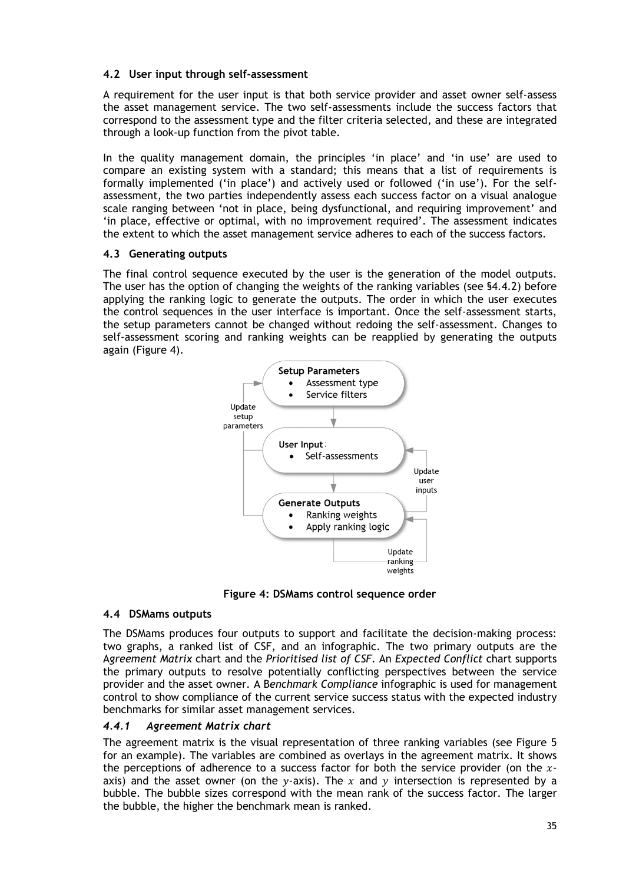### 4.2 User input through self-assessment

A requirement for the user input is that both service provider and asset owner self-assess the asset management service. The two self-assessments include the success factors that correspond to the assessment type and the filter criteria selected, and these are integrated through a look-up function from the pivot table.

In the quality management domain, the principles 'in place' and 'in use' are used to compare an existing system with a standard; this means that a list of requirements is formally implemented ('in place') and actively used or followed ('in use'). For the self-assessment, the two parties independently assess each success factor on a visual analogue scale ranging between 'not in place, being dysfunctional, and requiring improvement' and 'in place, effective or optimal, with no improvement required'. The assessment indicates the extent to which the asset management service adheres to each of the success factors.

### 4.3 Generating outputs

The final control sequence executed by the user is the generation of the model outputs. The user has the option of changing the weights of the ranking variables (see §4.4.2) before applying the ranking logic to generate the outputs. The order in which the user executes the control sequences in the user interface is important. Once the self-assessment starts, the setup parameters cannot be changed without redoing the self-assessment. Changes to self-assessment scoring and ranking weights can be reapplied by generating the outputs again (Figure 4).

**Setup Parameters**
- Assessment type
- Service filters

**User Input:**
- Self-assessments

**Generate Outputs**
- Ranking weights
- Apply ranking logic

Update setup parameters

Update user inputs

Update ranking weights

**Figure 4: DSMams control sequence order**

### 4.4 DSMams outputs

The DSMams produces four outputs to support and facilitate the decision-making process: two graphs, a ranked list of CSF, and an infographic. The two primary outputs are the *Agreement Matrix* chart and the *Prioritised list of CSF*. An *Expected Conflict* chart supports the primary outputs to resolve potentially conflicting perspectives between the service provider and the asset owner. A *Benchmark Compliance* infographic is used for management control to show compliance of the current service success status with the expected industry benchmarks for similar asset management services.

#### *4.4.1 Agreement Matrix chart*

The agreement matrix is the visual representation of three ranking variables (see Figure 5 for an example). The variables are combined as overlays in the agreement matrix. It shows the perceptions of adherence to a success factor for both the service provider (on the $x$-axis) and the asset owner (on the $y$-axis). The $x$ and $y$ intersection is represented by a bubble. The bubble sizes correspond with the mean rank of the success factor. The larger the bubble, the higher the benchmark mean is ranked.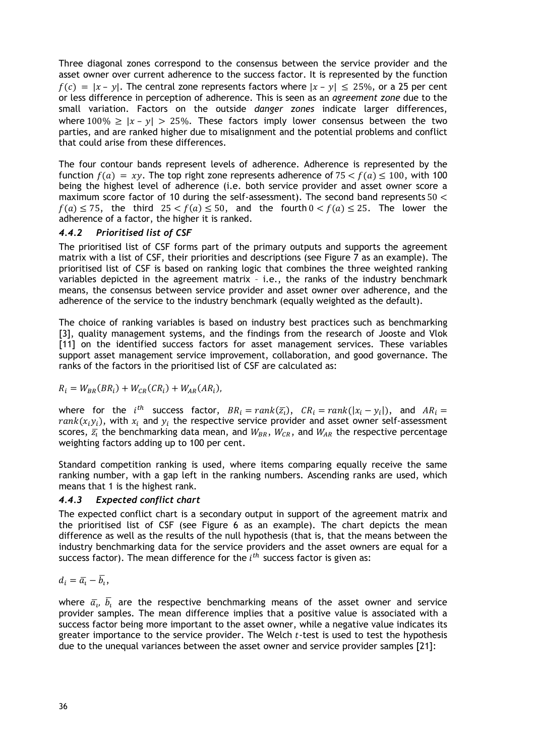Three diagonal zones correspond to the consensus between the service provider and the asset owner over current adherence to the success factor. It is represented by the function $f(c) = |x - y|$. The central zone represents factors where $|x - y| \leq 25\%$, or a 25 per cent or less difference in perception of adherence. This is seen as an *agreement zone* due to the small variation. Factors on the outside *danger zones* indicate larger differences, where $100\% \geq |x - y| > 25\%$. These factors imply lower consensus between the two parties, and are ranked higher due to misalignment and the potential problems and conflict that could arise from these differences.

The four contour bands represent levels of adherence. Adherence is represented by the function $f(a) = xy$. The top right zone represents adherence of $75 < f(a) \leq 100$, with 100 being the highest level of adherence (i.e. both service provider and asset owner score a maximum score factor of 10 during the self-assessment). The second band represents $50 < f(a) \leq 75$, the third $25 < f(a) \leq 50$, and the fourth $0 < f(a) \leq 25$. The lower the adherence of a factor, the higher it is ranked.

### *4.4.2 Prioritised list of CSF*

The prioritised list of CSF forms part of the primary outputs and supports the agreement matrix with a list of CSF, their priorities and descriptions (see Figure 7 as an example). The prioritised list of CSF is based on ranking logic that combines the three weighted ranking variables depicted in the agreement matrix – i.e., the ranks of the industry benchmark means, the consensus between service provider and asset owner over adherence, and the adherence of the service to the industry benchmark (equally weighted as the default).

The choice of ranking variables is based on industry best practices such as benchmarking [3], quality management systems, and the findings from the research of Jooste and Vlok [11] on the identified success factors for asset management services. These variables support asset management service improvement, collaboration, and good governance. The ranks of the factors in the prioritised list of CSF are calculated as:

$$R_i = W_{BR}(BR_i) + W_{CR}(CR_i) + W_{AR}(AR_i),$$

where for the $i^{th}$ success factor, $BR_i = rank(\bar{z}_i)$, $CR_i = rank(|x_i - y_i|)$, and $AR_i = rank(x_i y_i)$, with $x_i$ and $y_i$ the respective service provider and asset owner self-assessment scores, $\bar{z}_i$ the benchmarking data mean, and $W_{BR}$, $W_{CR}$, and $W_{AR}$ the respective percentage weighting factors adding up to 100 per cent.

Standard competition ranking is used, where items comparing equally receive the same ranking number, with a gap left in the ranking numbers. Ascending ranks are used, which means that 1 is the highest rank.

### *4.4.3 Expected conflict chart*

The expected conflict chart is a secondary output in support of the agreement matrix and the prioritised list of CSF (see Figure 6 as an example). The chart depicts the mean difference as well as the results of the null hypothesis (that is, that the means between the industry benchmarking data for the service providers and the asset owners are equal for a success factor). The mean difference for the $i^{th}$ success factor is given as:

$$d_i = \bar{a}_i - \bar{b}_i,$$

where $\bar{a}_i$, $\bar{b}_i$ are the respective benchmarking means of the asset owner and service provider samples. The mean difference implies that a positive value is associated with a success factor being more important to the asset owner, while a negative value indicates its greater importance to the service provider. The Welch $t$-test is used to test the hypothesis due to the unequal variances between the asset owner and service provider samples [21]: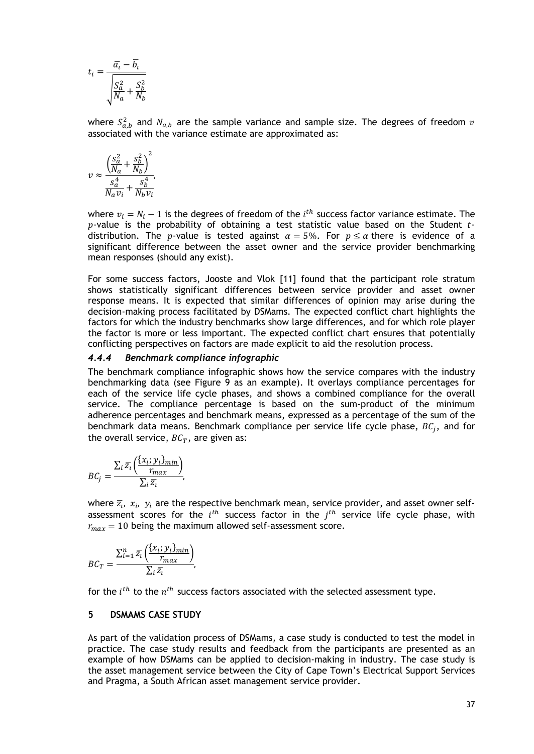$$t_i = \frac{\bar{a}_i - \bar{b}_i}{\sqrt{\frac{S_a^2}{N_a} + \frac{S_b^2}{N_b}}}$$

where $S_{a,b}^2$ and $N_{a,b}$ are the sample variance and sample size. The degrees of freedom $v$ associated with the variance estimate are approximated as:

$$v \approx \frac{\left(\frac{s_a^2}{N_a} + \frac{s_b^2}{N_b}\right)^2}{\frac{s_a^4}{N_a v_i} + \frac{s_b^4}{N_b v_i}},$$

where $v_i = N_i - 1$ is the degrees of freedom of the $i^{th}$ success factor variance estimate. The $p$-value is the probability of obtaining a test statistic value based on the Student $t$-distribution. The $p$-value is tested against $\alpha = 5\%$. For $p \leq \alpha$ there is evidence of a significant difference between the asset owner and the service provider benchmarking mean responses (should any exist).

For some success factors, Jooste and Vlok [11] found that the participant role stratum shows statistically significant differences between service provider and asset owner response means. It is expected that similar differences of opinion may arise during the decision-making process facilitated by DSMams. The expected conflict chart highlights the factors for which the industry benchmarks show large differences, and for which role player the factor is more or less important. The expected conflict chart ensures that potentially conflicting perspectives on factors are made explicit to aid the resolution process.

### 4.4.4 *Benchmark compliance infographic*

The benchmark compliance infographic shows how the service compares with the industry benchmarking data (see Figure 9 as an example). It overlays compliance percentages for each of the service life cycle phases, and shows a combined compliance for the overall service. The compliance percentage is based on the sum-product of the minimum adherence percentages and benchmark means, expressed as a percentage of the sum of the benchmark data means. Benchmark compliance per service life cycle phase, $BC_j$, and for the overall service, $BC_T$, are given as:

$$BC_j = \frac{\sum_i \bar{z}_i \left(\frac{\{x_i; y_i\}_{min}}{r_{max}}\right)}{\sum_i \bar{z}_i},$$

where $\bar{z}_i$, $x_i$, $y_i$ are the respective benchmark mean, service provider, and asset owner self-assessment scores for the $i^{th}$ success factor in the $j^{th}$ service life cycle phase, with $r_{max} = 10$ being the maximum allowed self-assessment score.

$$BC_T = \frac{\sum_{i=1}^{n} \bar{z}_i \left(\frac{\{x_i; y_i\}_{min}}{r_{max}}\right)}{\sum_i \bar{z}_i},$$

for the $i^{th}$ to the $n^{th}$ success factors associated with the selected assessment type.

## 5 DSMAMS CASE STUDY

As part of the validation process of DSMams, a case study is conducted to test the model in practice. The case study results and feedback from the participants are presented as an example of how DSMams can be applied to decision-making in industry. The case study is the asset management service between the City of Cape Town's Electrical Support Services and Pragma, a South African asset management service provider.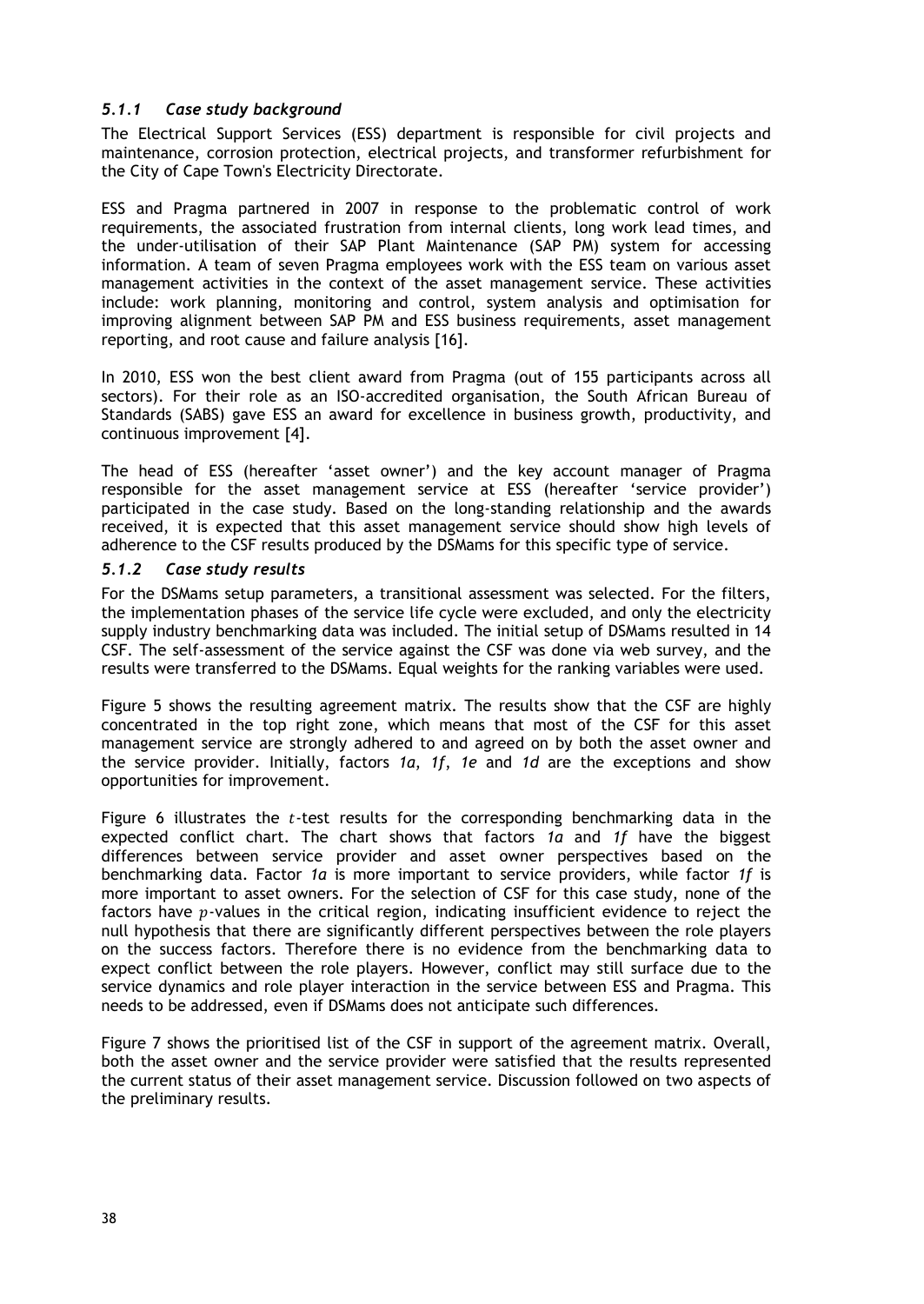### *5.1.1 Case study background*

The Electrical Support Services (ESS) department is responsible for civil projects and maintenance, corrosion protection, electrical projects, and transformer refurbishment for the City of Cape Town's Electricity Directorate.

ESS and Pragma partnered in 2007 in response to the problematic control of work requirements, the associated frustration from internal clients, long work lead times, and the under-utilisation of their SAP Plant Maintenance (SAP PM) system for accessing information. A team of seven Pragma employees work with the ESS team on various asset management activities in the context of the asset management service. These activities include: work planning, monitoring and control, system analysis and optimisation for improving alignment between SAP PM and ESS business requirements, asset management reporting, and root cause and failure analysis [16].

In 2010, ESS won the best client award from Pragma (out of 155 participants across all sectors). For their role as an ISO-accredited organisation, the South African Bureau of Standards (SABS) gave ESS an award for excellence in business growth, productivity, and continuous improvement [4].

The head of ESS (hereafter 'asset owner') and the key account manager of Pragma responsible for the asset management service at ESS (hereafter 'service provider') participated in the case study. Based on the long-standing relationship and the awards received, it is expected that this asset management service should show high levels of adherence to the CSF results produced by the DSMams for this specific type of service.

### *5.1.2 Case study results*

For the DSMams setup parameters, a transitional assessment was selected. For the filters, the implementation phases of the service life cycle were excluded, and only the electricity supply industry benchmarking data was included. The initial setup of DSMams resulted in 14 CSF. The self-assessment of the service against the CSF was done via web survey, and the results were transferred to the DSMams. Equal weights for the ranking variables were used.

Figure 5 shows the resulting agreement matrix. The results show that the CSF are highly concentrated in the top right zone, which means that most of the CSF for this asset management service are strongly adhered to and agreed on by both the asset owner and the service provider. Initially, factors *1a*, *1f*, *1e* and *1d* are the exceptions and show opportunities for improvement.

Figure 6 illustrates the $t$-test results for the corresponding benchmarking data in the expected conflict chart. The chart shows that factors *1a* and *1f* have the biggest differences between service provider and asset owner perspectives based on the benchmarking data. Factor *1a* is more important to service providers, while factor *1f* is more important to asset owners. For the selection of CSF for this case study, none of the factors have $p$-values in the critical region, indicating insufficient evidence to reject the null hypothesis that there are significantly different perspectives between the role players on the success factors. Therefore there is no evidence from the benchmarking data to expect conflict between the role players. However, conflict may still surface due to the service dynamics and role player interaction in the service between ESS and Pragma. This needs to be addressed, even if DSMams does not anticipate such differences.

Figure 7 shows the prioritised list of the CSF in support of the agreement matrix. Overall, both the asset owner and the service provider were satisfied that the results represented the current status of their asset management service. Discussion followed on two aspects of the preliminary results.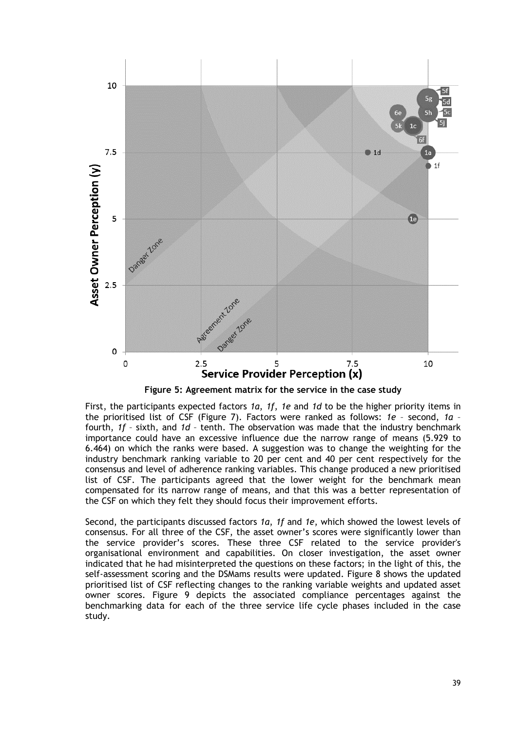Figure 5: Agreement matrix for the service in the case study

First, the participants expected factors *1a*, *1f*, *1e* and *1d* to be the higher priority items in the prioritised list of CSF (Figure 7). Factors were ranked as follows: *1e* – second, *1a* – fourth, *1f* – sixth, and *1d* – tenth. The observation was made that the industry benchmark importance could have an excessive influence due the narrow range of means (5.929 to 6.464) on which the ranks were based. A suggestion was to change the weighting for the industry benchmark ranking variable to 20 per cent and 40 per cent respectively for the consensus and level of adherence ranking variables. This change produced a new prioritised list of CSF. The participants agreed that the lower weight for the benchmark mean compensated for its narrow range of means, and that this was a better representation of the CSF on which they felt they should focus their improvement efforts.

Second, the participants discussed factors *1a*, *1f* and *1e*, which showed the lowest levels of consensus. For all three of the CSF, the asset owner's scores were significantly lower than the service provider's scores. These three CSF related to the service provider's organisational environment and capabilities. On closer investigation, the asset owner indicated that he had misinterpreted the questions on these factors; in the light of this, the self-assessment scoring and the DSMams results were updated. Figure 8 shows the updated prioritised list of CSF reflecting changes to the ranking variable weights and updated asset owner scores. Figure 9 depicts the associated compliance percentages against the benchmarking data for each of the three service life cycle phases included in the case study.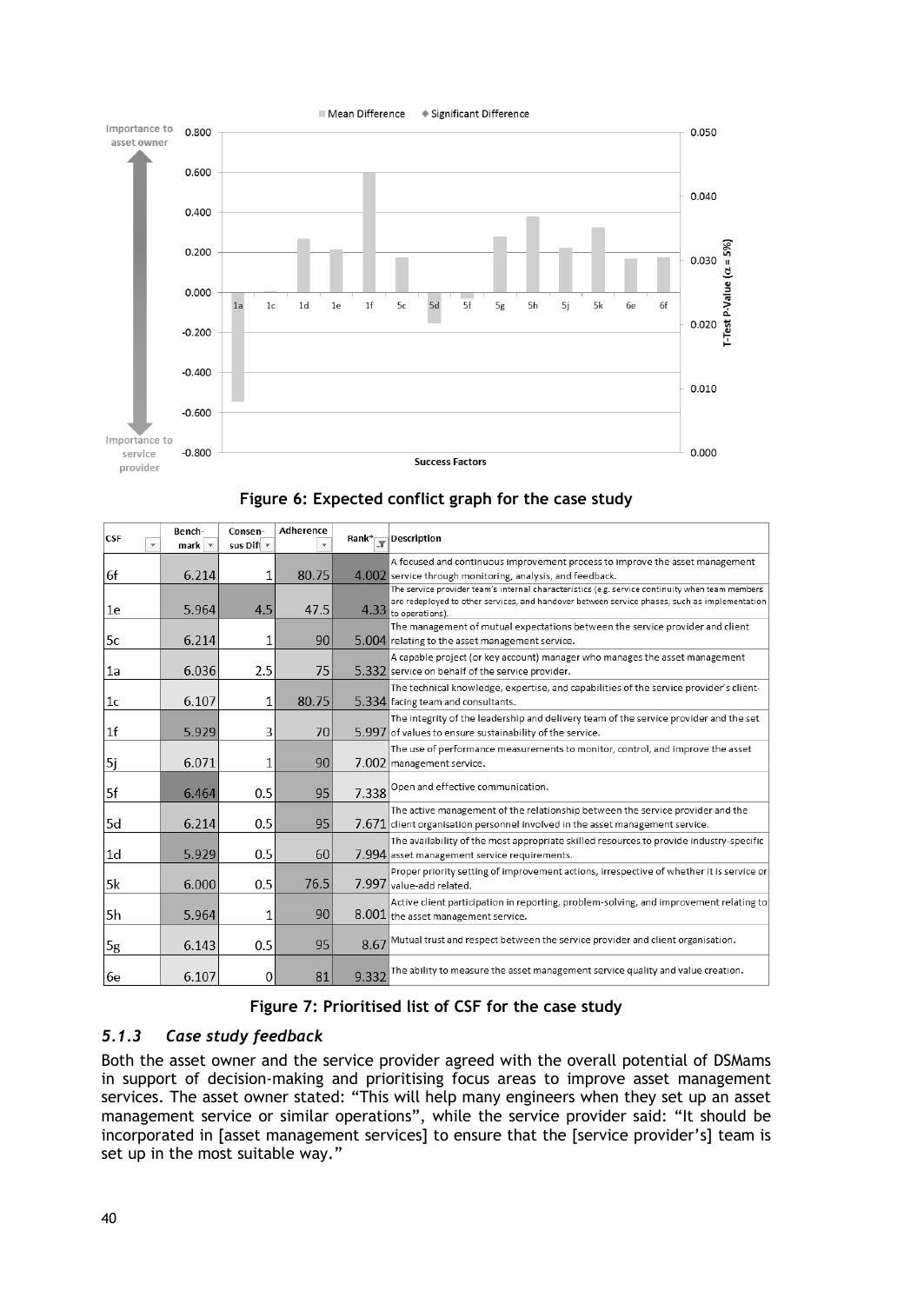Figure 6: Expected conflict graph for the case study

| CSF | Bench-mark | Consen-sus Dif | Adherence | Rank* | Description |
|---|---|---|---|---|---|
| 6f | 6.214 | 1 | 80.75 | 4.002 | A focused and continuous improvement process to improve the asset management service through monitoring, analysis, and feedback. |
| 1e | 5.964 | 4.5 | 47.5 | 4.33 | The service provider team's internal characteristics (e.g. service continuity when team members are redeployed to other services, and handover between service phases, such as implementation to operations). |
| 5c | 6.214 | 1 | 90 | 5.004 | The management of mutual expectations between the service provider and client relating to the asset management service. |
| 1a | 6.036 | 2.5 | 75 | 5.332 | A capable project (or key account) manager who manages the asset management service on behalf of the service provider. |
| 1c | 6.107 | 1 | 80.75 | 5.334 | The technical knowledge, expertise, and capabilities of the service provider's client-facing team and consultants. |
| 1f | 5.929 | 3 | 70 | 5.997 | The integrity of the leadership and delivery team of the service provider and the set of values to ensure sustainability of the service. |
| 5j | 6.071 | 1 | 90 | 7.002 | The use of performance measurements to monitor, control, and improve the asset management service. |
| 5f | 6.464 | 0.5 | 95 | 7.338 | Open and effective communication. |
| 5d | 6.214 | 0.5 | 95 | 7.671 | The active management of the relationship between the service provider and the client organisation personnel involved in the asset management service. |
| 1d | 5.929 | 0.5 | 60 | 7.994 | The availability of the most appropriate skilled resources to provide industry-specific asset management service requirements. |
| 5k | 6.000 | 0.5 | 76.5 | 7.997 | Proper priority setting of improvement actions, irrespective of whether it is service or value-add related. |
| 5h | 5.964 | 1 | 90 | 8.001 | Active client participation in reporting, problem-solving, and improvement relating to the asset management service. |
| 5g | 6.143 | 0.5 | 95 | 8.67 | Mutual trust and respect between the service provider and client organisation. |
| 6e | 6.107 | 0 | 81 | 9.332 | The ability to measure the asset management service quality and value creation. |

Figure 7: Prioritised list of CSF for the case study

### *5.1.3 Case study feedback*

Both the asset owner and the service provider agreed with the overall potential of DSMams in support of decision-making and prioritising focus areas to improve asset management services. The asset owner stated: "This will help many engineers when they set up an asset management service or similar operations", while the service provider said: "It should be incorporated in [asset management services] to ensure that the [service provider's] team is set up in the most suitable way."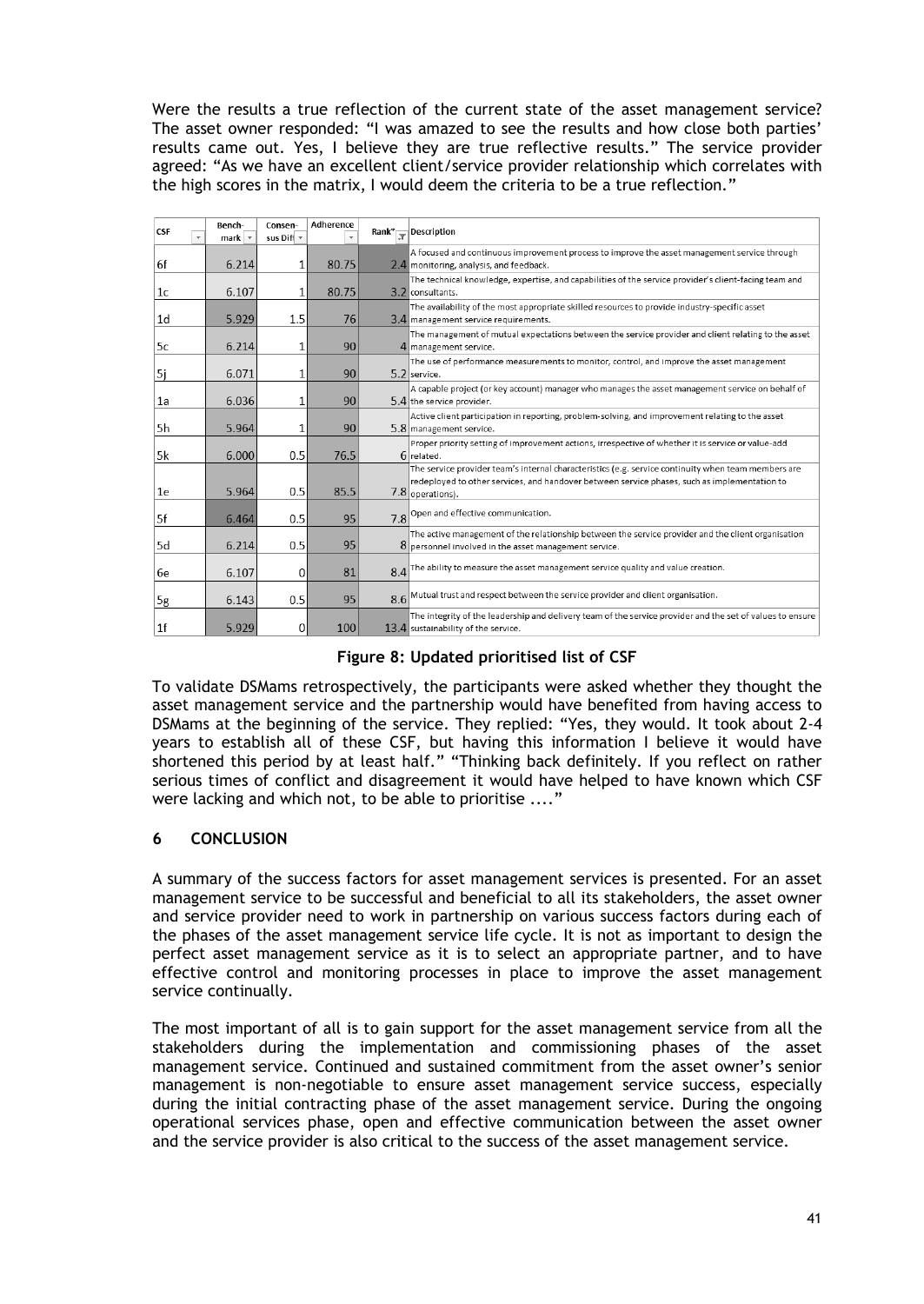Were the results a true reflection of the current state of the asset management service? The asset owner responded: "I was amazed to see the results and how close both parties' results came out. Yes, I believe they are true reflective results." The service provider agreed: "As we have an excellent client/service provider relationship which correlates with the high scores in the matrix, I would deem the criteria to be a true reflection."

| CSF | Bench-mark | Consen-sus Diff | Adherence | Rank* | Description |
|---|---|---|---|---|---|
| 6f | 6.214 | 1 | 80.75 | 2.4 | A focused and continuous improvement process to improve the asset management service through monitoring, analysis, and feedback. |
| 1c | 6.107 | 1 | 80.75 | 3.2 | The technical knowledge, expertise, and capabilities of the service provider's client-facing team and consultants. |
| 1d | 5.929 | 1.5 | 76 | 3.4 | The availability of the most appropriate skilled resources to provide industry-specific asset management service requirements. |
| 5c | 6.214 | 1 | 90 | 4 | The management of mutual expectations between the service provider and client relating to the asset management service. |
| 5j | 6.071 | 1 | 90 | 5.2 | The use of performance measurements to monitor, control, and improve the asset management service. |
| 1a | 6.036 | 1 | 90 | 5.4 | A capable project (or key account) manager who manages the asset management service on behalf of the service provider. |
| 5h | 5.964 | 1 | 90 | 5.8 | Active client participation in reporting, problem-solving, and improvement relating to the asset management service. |
| 5k | 6.000 | 0.5 | 76.5 | 6 | Proper priority setting of improvement actions, irrespective of whether it is service or value-add related. |
| 1e | 5.964 | 0.5 | 85.5 | 7.8 | The service provider team's internal characteristics (e.g. service continuity when team members are redeployed to other services, and handover between service phases, such as implementation to operations). |
| 5f | 6.464 | 0.5 | 95 | 7.8 | Open and effective communication. |
| 5d | 6.214 | 0.5 | 95 | 8 | The active management of the relationship between the service provider and the client organisation personnel involved in the asset management service. |
| 6e | 6.107 | 0 | 81 | 8.4 | The ability to measure the asset management service quality and value creation. |
| 5g | 6.143 | 0.5 | 95 | 8.6 | Mutual trust and respect between the service provider and client organisation. |
| 1f | 5.929 | 0 | 100 | 13.4 | The integrity of the leadership and delivery team of the service provider and the set of values to ensure sustainability of the service. |

**Figure 8: Updated prioritised list of CSF**

To validate DSMams retrospectively, the participants were asked whether they thought the asset management service and the partnership would have benefited from having access to DSMams at the beginning of the service. They replied: "Yes, they would. It took about 2-4 years to establish all of these CSF, but having this information I believe it would have shortened this period by at least half." "Thinking back definitely. If you reflect on rather serious times of conflict and disagreement it would have helped to have known which CSF were lacking and which not, to be able to prioritise ...."

## 6 CONCLUSION

A summary of the success factors for asset management services is presented. For an asset management service to be successful and beneficial to all its stakeholders, the asset owner and service provider need to work in partnership on various success factors during each of the phases of the asset management service life cycle. It is not as important to design the perfect asset management service as it is to select an appropriate partner, and to have effective control and monitoring processes in place to improve the asset management service continually.

The most important of all is to gain support for the asset management service from all the stakeholders during the implementation and commissioning phases of the asset management service. Continued and sustained commitment from the asset owner's senior management is non-negotiable to ensure asset management service success, especially during the initial contracting phase of the asset management service. During the ongoing operational services phase, open and effective communication between the asset owner and the service provider is also critical to the success of the asset management service.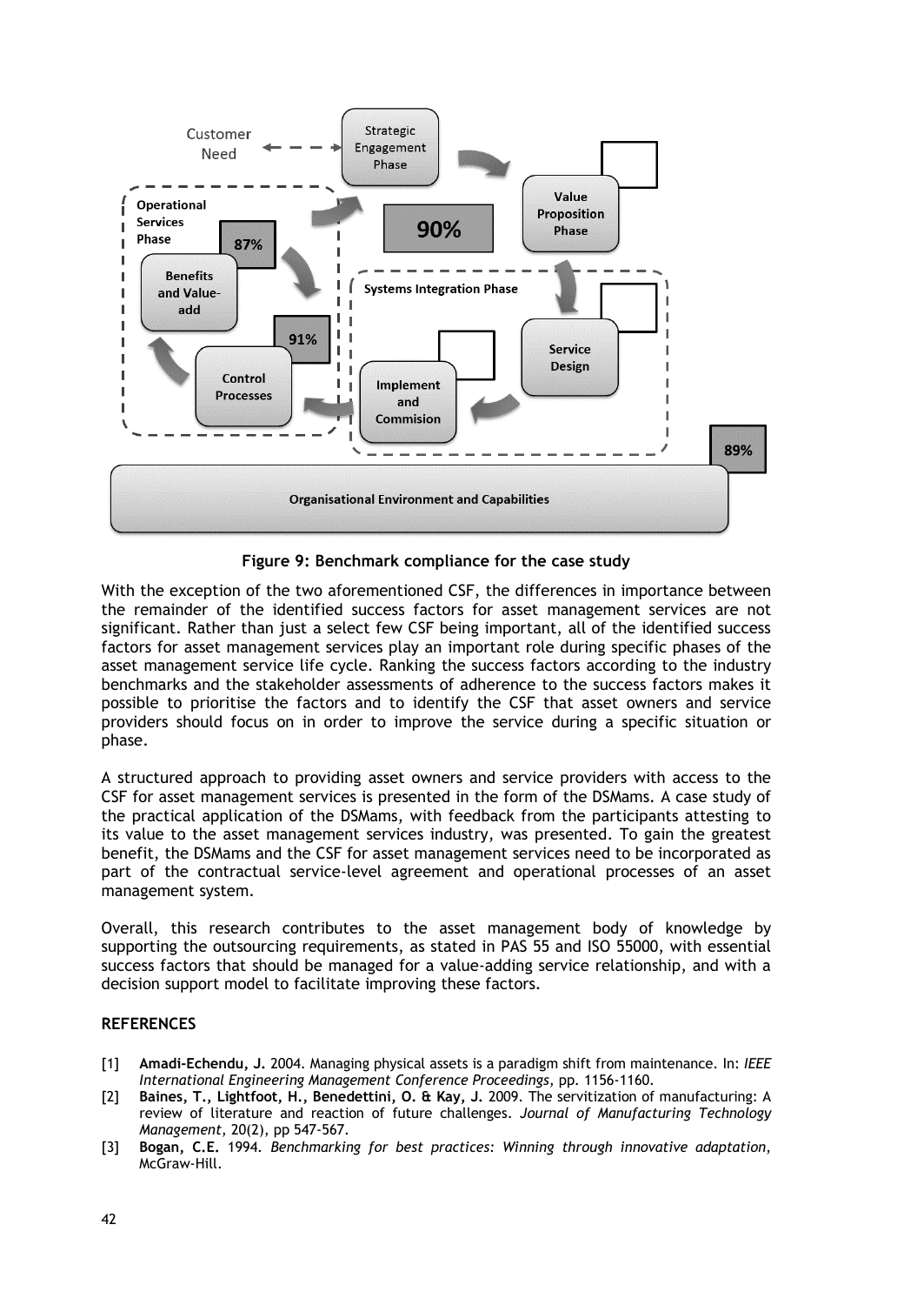Figure 9: Benchmark compliance for the case study

With the exception of the two aforementioned CSF, the differences in importance between the remainder of the identified success factors for asset management services are not significant. Rather than just a select few CSF being important, all of the identified success factors for asset management services play an important role during specific phases of the asset management service life cycle. Ranking the success factors according to the industry benchmarks and the stakeholder assessments of adherence to the success factors makes it possible to prioritise the factors and to identify the CSF that asset owners and service providers should focus on in order to improve the service during a specific situation or phase.

A structured approach to providing asset owners and service providers with access to the CSF for asset management services is presented in the form of the DSMams. A case study of the practical application of the DSMams, with feedback from the participants attesting to its value to the asset management services industry, was presented. To gain the greatest benefit, the DSMams and the CSF for asset management services need to be incorporated as part of the contractual service-level agreement and operational processes of an asset management system.

Overall, this research contributes to the asset management body of knowledge by supporting the outsourcing requirements, as stated in PAS 55 and ISO 55000, with essential success factors that should be managed for a value-adding service relationship, and with a decision support model to facilitate improving these factors.

## REFERENCES

[1] **Amadi-Echendu, J.** 2004. Managing physical assets is a paradigm shift from maintenance. In: *IEEE International Engineering Management Conference Proceedings*, pp. 1156-1160.

[2] **Baines, T., Lightfoot, H., Benedettini, O. & Kay, J.** 2009. The servitization of manufacturing: A review of literature and reaction of future challenges. *Journal of Manufacturing Technology Management*, 20(2), pp 547-567.

[3] **Bogan, C.E.** 1994. *Benchmarking for best practices: Winning through innovative adaptation*, McGraw-Hill.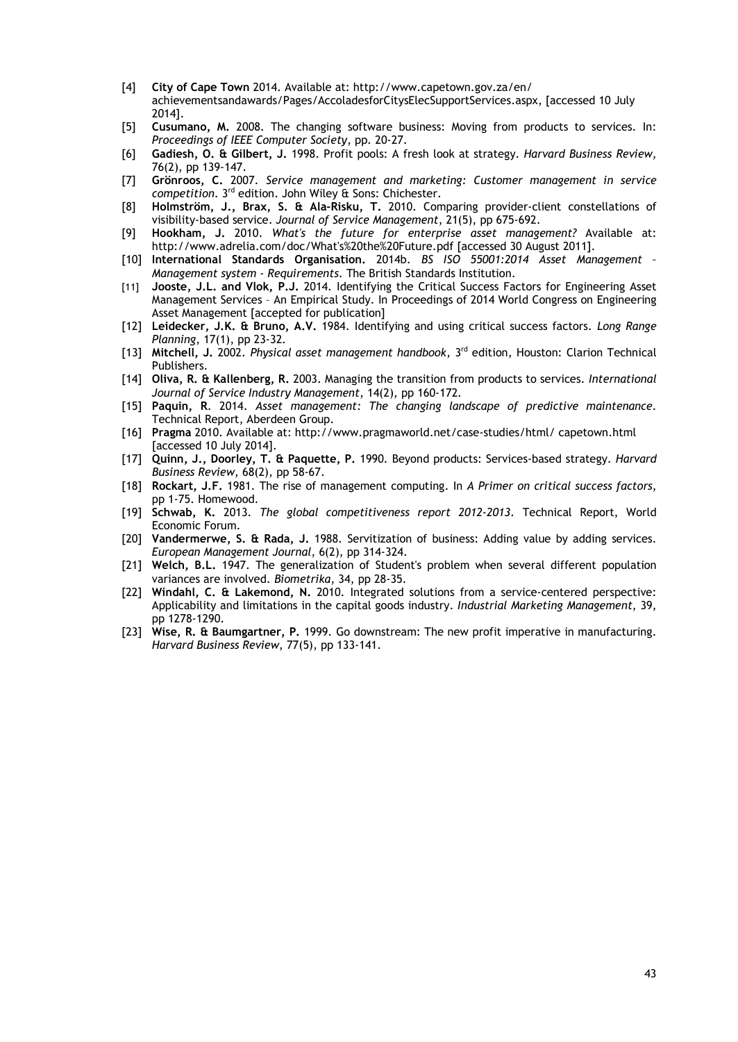[4] **City of Cape Town** 2014. Available at: http://www.capetown.gov.za/en/achievementsandawards/Pages/AccoladesforCitysElecSupportServices.aspx, [accessed 10 July 2014].

[5] **Cusumano, M.** 2008. The changing software business: Moving from products to services. In: *Proceedings of IEEE Computer Society*, pp. 20-27.

[6] **Gadiesh, O. & Gilbert, J.** 1998. Profit pools: A fresh look at strategy. *Harvard Business Review*, 76(2), pp 139-147.

[7] **Grönroos, C.** 2007. *Service management and marketing: Customer management in service competition*. 3rd edition. John Wiley & Sons: Chichester.

[8] **Holmström, J., Brax, S. & Ala-Risku, T.** 2010. Comparing provider-client constellations of visibility-based service. *Journal of Service Management*, 21(5), pp 675-692.

[9] **Hookham, J.** 2010. *What's the future for enterprise asset management?* Available at: http://www.adrelia.com/doc/What's%20the%20Future.pdf [accessed 30 August 2011].

[10] **International Standards Organisation.** 2014b. *BS ISO 55001:2014 Asset Management – Management system - Requirements*. The British Standards Institution.

[11] **Jooste, J.L. and Vlok, P.J.** 2014. Identifying the Critical Success Factors for Engineering Asset Management Services – An Empirical Study. In Proceedings of 2014 World Congress on Engineering Asset Management [accepted for publication]

[12] **Leidecker, J.K. & Bruno, A.V.** 1984. Identifying and using critical success factors. *Long Range Planning*, 17(1), pp 23-32.

[13] **Mitchell, J.** 2002. *Physical asset management handbook*, 3rd edition, Houston: Clarion Technical Publishers.

[14] **Oliva, R. & Kallenberg, R.** 2003. Managing the transition from products to services. *International Journal of Service Industry Management*, 14(2), pp 160-172.

[15] **Paquin, R**. 2014. *Asset management: The changing landscape of predictive maintenance*. Technical Report, Aberdeen Group.

[16] **Pragma** 2010. Available at: http://www.pragmaworld.net/case-studies/html/ capetown.html [accessed 10 July 2014].

[17] **Quinn, J., Doorley, T. & Paquette, P.** 1990. Beyond products: Services-based strategy. *Harvard Business Review*, 68(2), pp 58-67.

[18] **Rockart, J.F.** 1981. The rise of management computing. In *A Primer on critical success factors*, pp 1-75. Homewood.

[19] **Schwab, K.** 2013. *The global competitiveness report 2012-2013*. Technical Report, World Economic Forum.

[20] **Vandermerwe, S. & Rada, J.** 1988. Servitization of business: Adding value by adding services. *European Management Journal*, 6(2), pp 314-324.

[21] **Welch, B.L.** 1947. The generalization of Student's problem when several different population variances are involved. *Biometrika*, 34, pp 28-35.

[22] **Windahl, C. & Lakemond, N.** 2010. Integrated solutions from a service-centered perspective: Applicability and limitations in the capital goods industry. *Industrial Marketing Management*, 39, pp 1278-1290.

[23] **Wise, R. & Baumgartner, P.** 1999. Go downstream: The new profit imperative in manufacturing. *Harvard Business Review*, 77(5), pp 133-141.